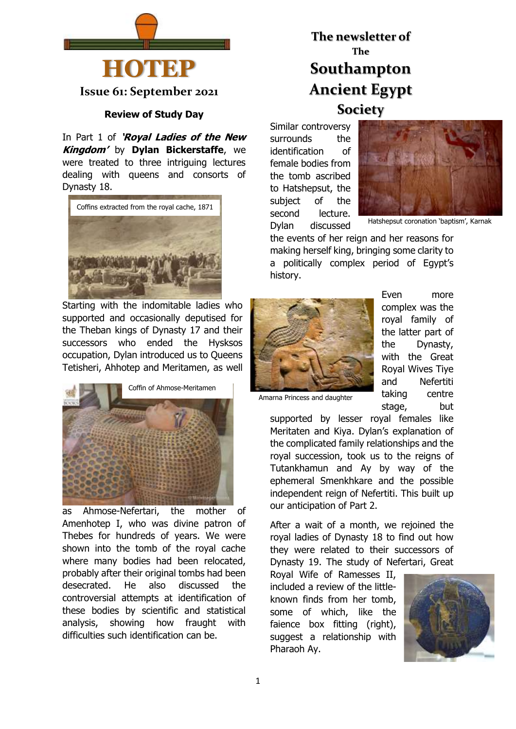# HOTEP

**Issue 61: September 2021**

**The newsletter of The Southampton Ancient Egypt Society**

### Review of Study Day

In Part 1 of ***'Royal Ladies of the New Kingdom'*** by **Dylan Bickerstaffe**, we were treated to three intriguing lectures dealing with queens and consorts of Dynasty 18.

Coffins extracted from the royal cache, 1871

Starting with the indomitable ladies who supported and occasionally deputised for the Theban kings of Dynasty 17 and their successors who ended the Hysksos occupation, Dylan introduced us to Queens Tetisheri, Ahhotep and Meritamen, as well as Ahmose-Nefertari, the mother of Amenhotep I, who was divine patron of Thebes for hundreds of years. We were shown into the tomb of the royal cache where many bodies had been relocated, probably after their original tombs had been desecrated. He also discussed the controversial attempts at identification of these bodies by scientific and statistical analysis, showing how fraught with difficulties such identification can be.

Coffin of Ahmose-Meritamen

Similar controversy surrounds the identification of female bodies from the tomb ascribed to Hatshepsut, the subject of the second lecture. Dylan discussed the events of her reign and her reasons for making herself king, bringing some clarity to a politically complex period of Egypt's history.

Hatshepsut coronation 'baptism', Karnak

Even more complex was the royal family of the latter part of the Dynasty, with the Great Royal Wives Tiye and Nefertiti taking centre stage, but supported by lesser royal females like Meritaten and Kiya. Dylan's explanation of the complicated family relationships and the royal succession, took us to the reigns of Tutankhamun and Ay by way of the ephemeral Smenkhkare and the possible independent reign of Nefertiti. This built up our anticipation of Part 2.

Amarna Princess and daughter

After a wait of a month, we rejoined the royal ladies of Dynasty 18 to find out how they were related to their successors of Dynasty 19. The study of Nefertari, Great Royal Wife of Ramesses II, included a review of the little-known finds from her tomb, some of which, like the faience box fitting (right), suggest a relationship with Pharaoh Ay.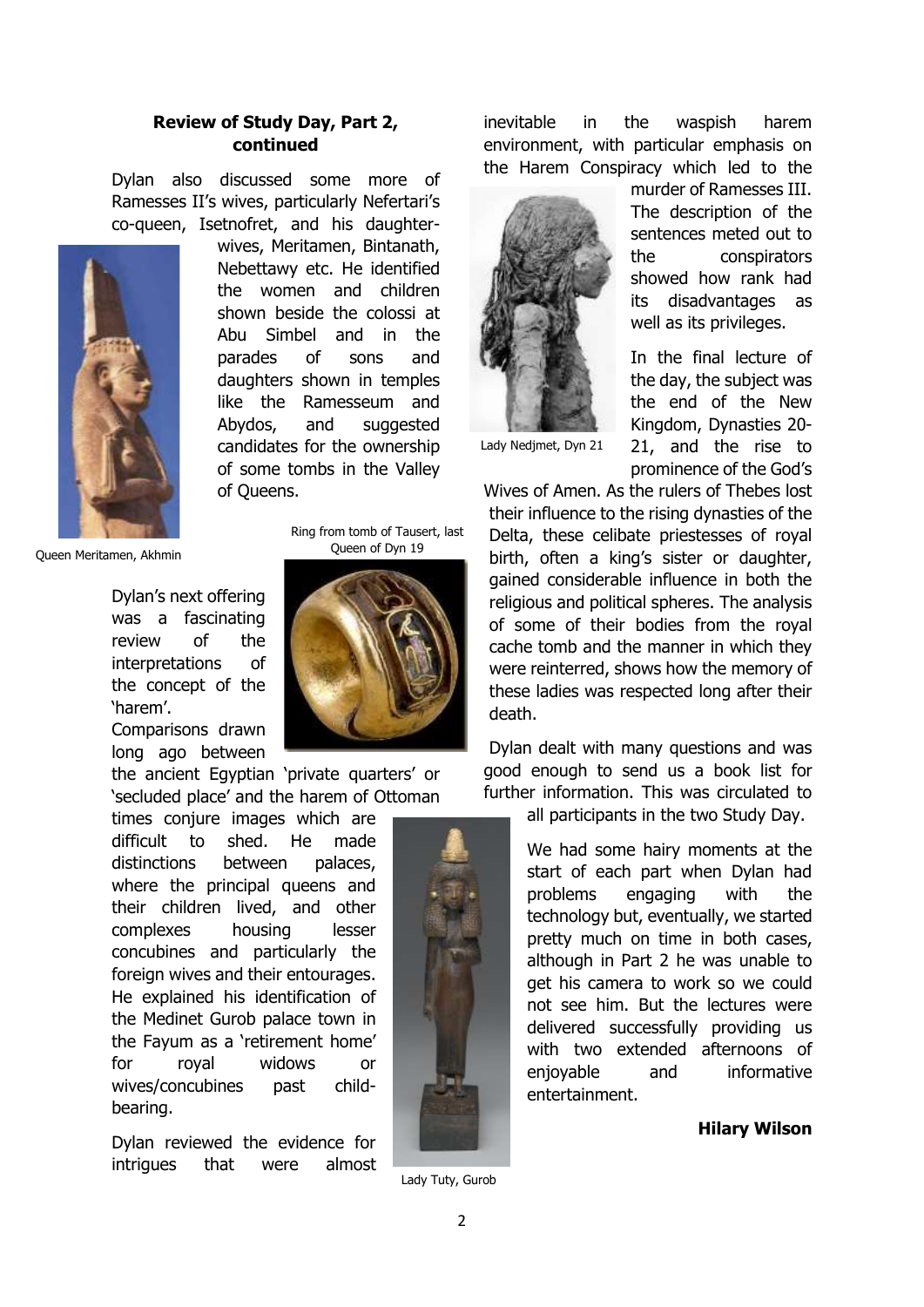**Review of Study Day, Part 2, continued**

Dylan also discussed some more of Ramesses II's wives, particularly Nefertari's co-queen, Isetnofret, and his daughter-wives, Meritamen, Bintanath, Nebettawy etc. He identified the women and children shown beside the colossi at Abu Simbel and in the parades of sons and daughters shown in temples like the Ramesseum and Abydos, and suggested candidates for the ownership of some tombs in the Valley of Queens.

Queen Meritamen, Akhmin

Ring from tomb of Tausert, last Queen of Dyn 19

Dylan's next offering was a fascinating review of the interpretations of the concept of the 'harem'. Comparisons drawn long ago between the ancient Egyptian 'private quarters' or 'secluded place' and the harem of Ottoman times conjure images which are difficult to shed. He made distinctions between palaces, where the principal queens and their children lived, and other complexes housing lesser concubines and particularly the foreign wives and their entourages. He explained his identification of the Medinet Gurob palace town in the Fayum as a 'retirement home' for royal widows or wives/concubines past child-bearing.

Lady Tuty, Gurob

Dylan reviewed the evidence for intrigues that were almost inevitable in the waspish harem environment, with particular emphasis on the Harem Conspiracy which led to the murder of Ramesses III. The description of the sentences meted out to the conspirators showed how rank had its disadvantages as well as its privileges.

Lady Nedjmet, Dyn 21

In the final lecture of the day, the subject was the end of the New Kingdom, Dynasties 20-21, and the rise to prominence of the God's Wives of Amen. As the rulers of Thebes lost their influence to the rising dynasties of the Delta, these celibate priestesses of royal birth, often a king's sister or daughter, gained considerable influence in both the religious and political spheres. The analysis of some of their bodies from the royal cache tomb and the manner in which they were reinterred, shows how the memory of these ladies was respected long after their death.

Dylan dealt with many questions and was good enough to send us a book list for further information. This was circulated to all participants in the two Study Day.

We had some hairy moments at the start of each part when Dylan had problems engaging with the technology but, eventually, we started pretty much on time in both cases, although in Part 2 he was unable to get his camera to work so we could not see him. But the lectures were delivered successfully providing us with two extended afternoons of enjoyable and informative entertainment.

**Hilary Wilson**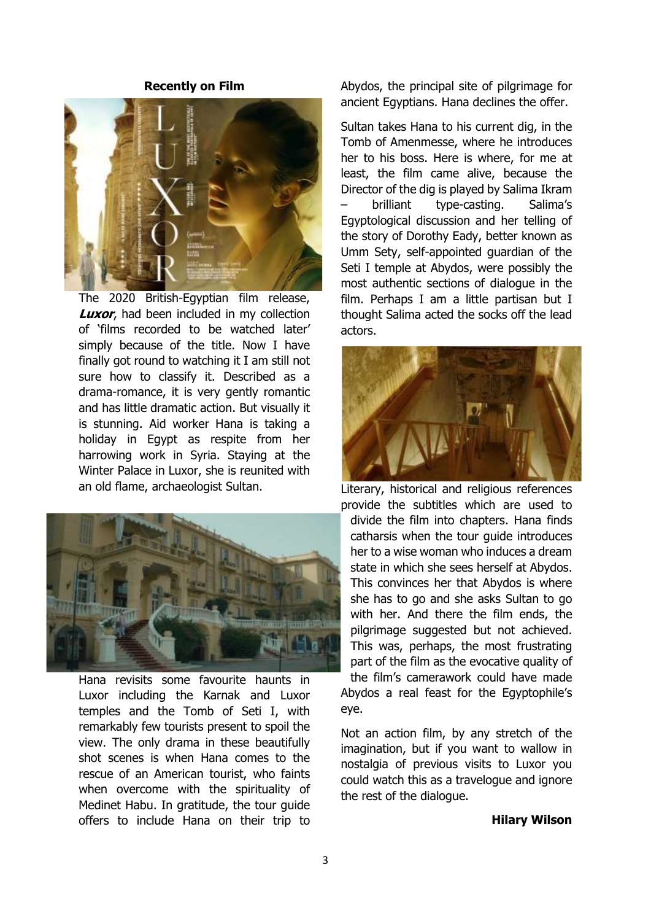**Recently on Film**

The 2020 British-Egyptian film release, ***Luxor***, had been included in my collection of 'films recorded to be watched later' simply because of the title. Now I have finally got round to watching it I am still not sure how to classify it. Described as a drama-romance, it is very gently romantic and has little dramatic action. But visually it is stunning. Aid worker Hana is taking a holiday in Egypt as respite from her harrowing work in Syria. Staying at the Winter Palace in Luxor, she is reunited with an old flame, archaeologist Sultan.

Hana revisits some favourite haunts in Luxor including the Karnak and Luxor temples and the Tomb of Seti I, with remarkably few tourists present to spoil the view. The only drama in these beautifully shot scenes is when Hana comes to the rescue of an American tourist, who faints when overcome with the spirituality of Medinet Habu. In gratitude, the tour guide offers to include Hana on their trip to Abydos, the principal site of pilgrimage for ancient Egyptians. Hana declines the offer.

Sultan takes Hana to his current dig, in the Tomb of Amenmesse, where he introduces her to his boss. Here is where, for me at least, the film came alive, because the Director of the dig is played by Salima Ikram – brilliant type-casting. Salima's Egyptological discussion and her telling of the story of Dorothy Eady, better known as Umm Sety, self-appointed guardian of the Seti I temple at Abydos, were possibly the most authentic sections of dialogue in the film. Perhaps I am a little partisan but I thought Salima acted the socks off the lead actors.

Literary, historical and religious references provide the subtitles which are used to divide the film into chapters. Hana finds catharsis when the tour guide introduces her to a wise woman who induces a dream state in which she sees herself at Abydos. This convinces her that Abydos is where she has to go and she asks Sultan to go with her. And there the film ends, the pilgrimage suggested but not achieved. This was, perhaps, the most frustrating part of the film as the evocative quality of the film's camerawork could have made Abydos a real feast for the Egyptophile's eye.

Not an action film, by any stretch of the imagination, but if you want to wallow in nostalgia of previous visits to Luxor you could watch this as a travelogue and ignore the rest of the dialogue.

**Hilary Wilson**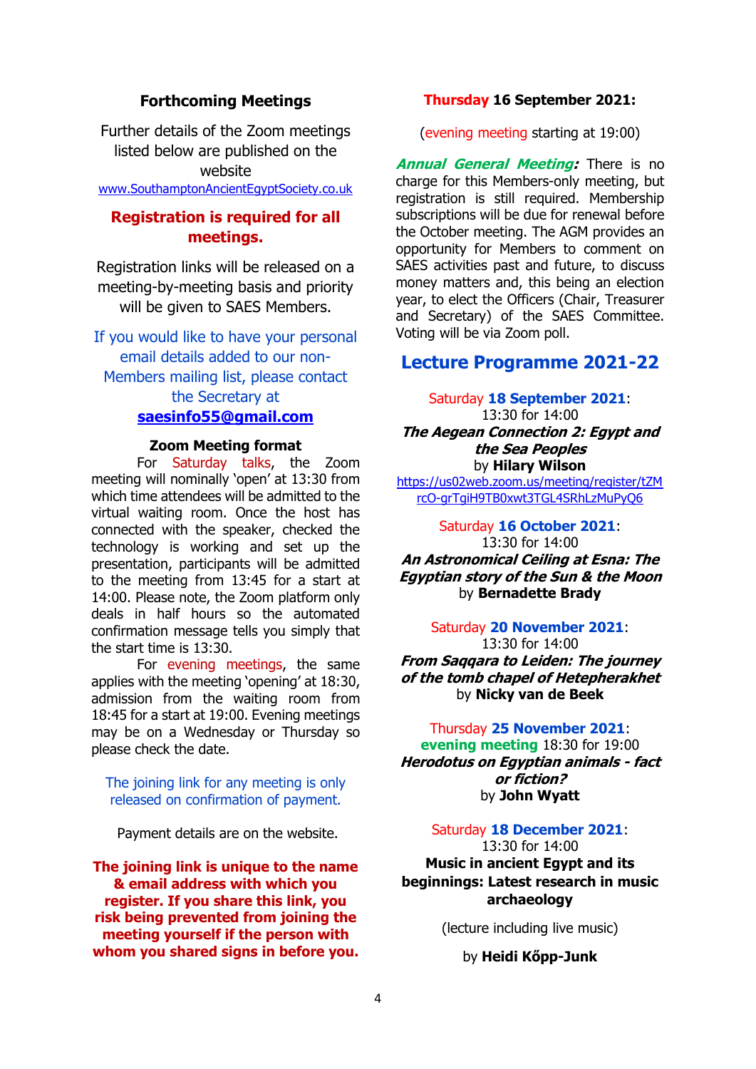## Forthcoming Meetings

Further details of the Zoom meetings listed below are published on the website
www.SouthamptonAncientEgyptSociety.co.uk

**Registration is required for all meetings.**

Registration links will be released on a meeting-by-meeting basis and priority will be given to SAES Members.

If you would like to have your personal email details added to our non-Members mailing list, please contact the Secretary at
**saesinfo55@gmail.com**

### Zoom Meeting format

For Saturday talks, the Zoom meeting will nominally 'open' at 13:30 from which time attendees will be admitted to the virtual waiting room. Once the host has connected with the speaker, checked the technology is working and set up the presentation, participants will be admitted to the meeting from 13:45 for a start at 14:00. Please note, the Zoom platform only deals in half hours so the automated confirmation message tells you simply that the start time is 13:30.

For evening meetings, the same applies with the meeting 'opening' at 18:30, admission from the waiting room from 18:45 for a start at 19:00. Evening meetings may be on a Wednesday or Thursday so please check the date.

The joining link for any meeting is only released on confirmation of payment.

Payment details are on the website.

**The joining link is unique to the name & email address with which you register. If you share this link, you risk being prevented from joining the meeting yourself if the person with whom you shared signs in before you.**

**Thursday 16 September 2021:**

(evening meeting starting at 19:00)

***Annual General Meeting:*** There is no charge for this Members-only meeting, but registration is still required. Membership subscriptions will be due for renewal before the October meeting. The AGM provides an opportunity for Members to comment on SAES activities past and future, to discuss money matters and, this being an election year, to elect the Officers (Chair, Treasurer and Secretary) of the SAES Committee. Voting will be via Zoom poll.

## Lecture Programme 2021-22

Saturday **18 September 2021**:
13:30 for 14:00
***The Aegean Connection 2: Egypt and the Sea Peoples***
by **Hilary Wilson**
https://us02web.zoom.us/meeting/register/tZMrcO-grTgiH9TB0xwt3TGL4SRhLzMuPyQ6

Saturday **16 October 2021**:
13:30 for 14:00
***An Astronomical Ceiling at Esna: The Egyptian story of the Sun & the Moon***
by **Bernadette Brady**

Saturday **20 November 2021**:
13:30 for 14:00
***From Saqqara to Leiden: The journey of the tomb chapel of Hetepherakhet***
by **Nicky van de Beek**

Thursday **25 November 2021**:
**evening meeting** 18:30 for 19:00
***Herodotus on Egyptian animals - fact or fiction?***
by **John Wyatt**

Saturday **18 December 2021**:
13:30 for 14:00
**Music in ancient Egypt and its beginnings: Latest research in music archaeology**

(lecture including live music)

by **Heidi Kőpp-Junk**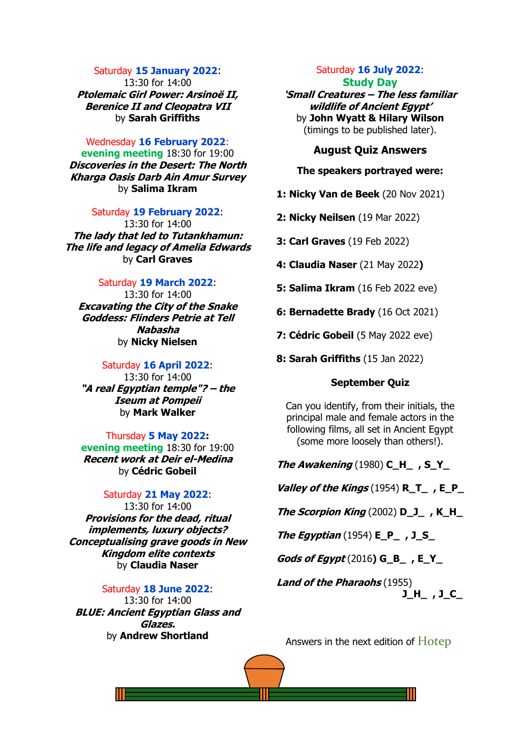Saturday **15 January 2022**:
13:30 for 14:00
***Ptolemaic Girl Power: Arsinoë II, Berenice II and Cleopatra VII***
by **Sarah Griffiths**

Wednesday **16 February 2022**:
**evening meeting** 18:30 for 19:00
***Discoveries in the Desert: The North Kharga Oasis Darb Ain Amur Survey***
by **Salima Ikram**

Saturday **19 February 2022**:
13:30 for 14:00
***The lady that led to Tutankhamun: The life and legacy of Amelia Edwards***
by **Carl Graves**

Saturday **19 March 2022**:
13:30 for 14:00
***Excavating the City of the Snake Goddess: Flinders Petrie at Tell Nabasha***
by **Nicky Nielsen**

Saturday **16 April 2022**:
13:30 for 14:00
***"A real Egyptian temple"? – the Iseum at Pompeii***
by **Mark Walker**

Thursday **5 May 2022:**
**evening meeting** 18:30 for 19:00
***Recent work at Deir el-Medina***
by **Cédric Gobeil**

Saturday **21 May 2022**:
13:30 for 14:00
***Provisions for the dead, ritual implements, luxury objects? Conceptualising grave goods in New Kingdom elite contexts***
by **Claudia Naser**

Saturday **18 June 2022**:
13:30 for 14:00
***BLUE: Ancient Egyptian Glass and Glazes.***
by **Andrew Shortland**

Saturday **16 July 2022**:
**Study Day**
***'Small Creatures – The less familiar wildlife of Ancient Egypt'***
by **John Wyatt & Hilary Wilson**
(timings to be published later).

## August Quiz Answers

**The speakers portrayed were:**

**1: Nicky Van de Beek** (20 Nov 2021)

**2: Nicky Neilsen** (19 Mar 2022)

**3: Carl Graves** (19 Feb 2022)

**4: Claudia Naser** (21 May 2022**)**

**5: Salima Ikram** (16 Feb 2022 eve)

**6: Bernadette Brady** (16 Oct 2021)

**7: Cédric Gobeil** (5 May 2022 eve)

**8: Sarah Griffiths** (15 Jan 2022)

## September Quiz

Can you identify, from their initials, the principal male and female actors in the following films, all set in Ancient Egypt (some more loosely than others!).

***The Awakening*** (1980) **C_H_ , S_Y_**

***Valley of the Kings*** (1954) **R_T_ , E_P_**

***The Scorpion King*** (2002) **D_J_ , K_H_**

***The Egyptian*** (1954) **E_P_ , J_S_**

***Gods of Egypt*** (2016**) G_B_ , E_Y_**

***Land of the Pharaohs*** (1955) **J_H_ , J_C_**

Answers in the next edition of Hotep